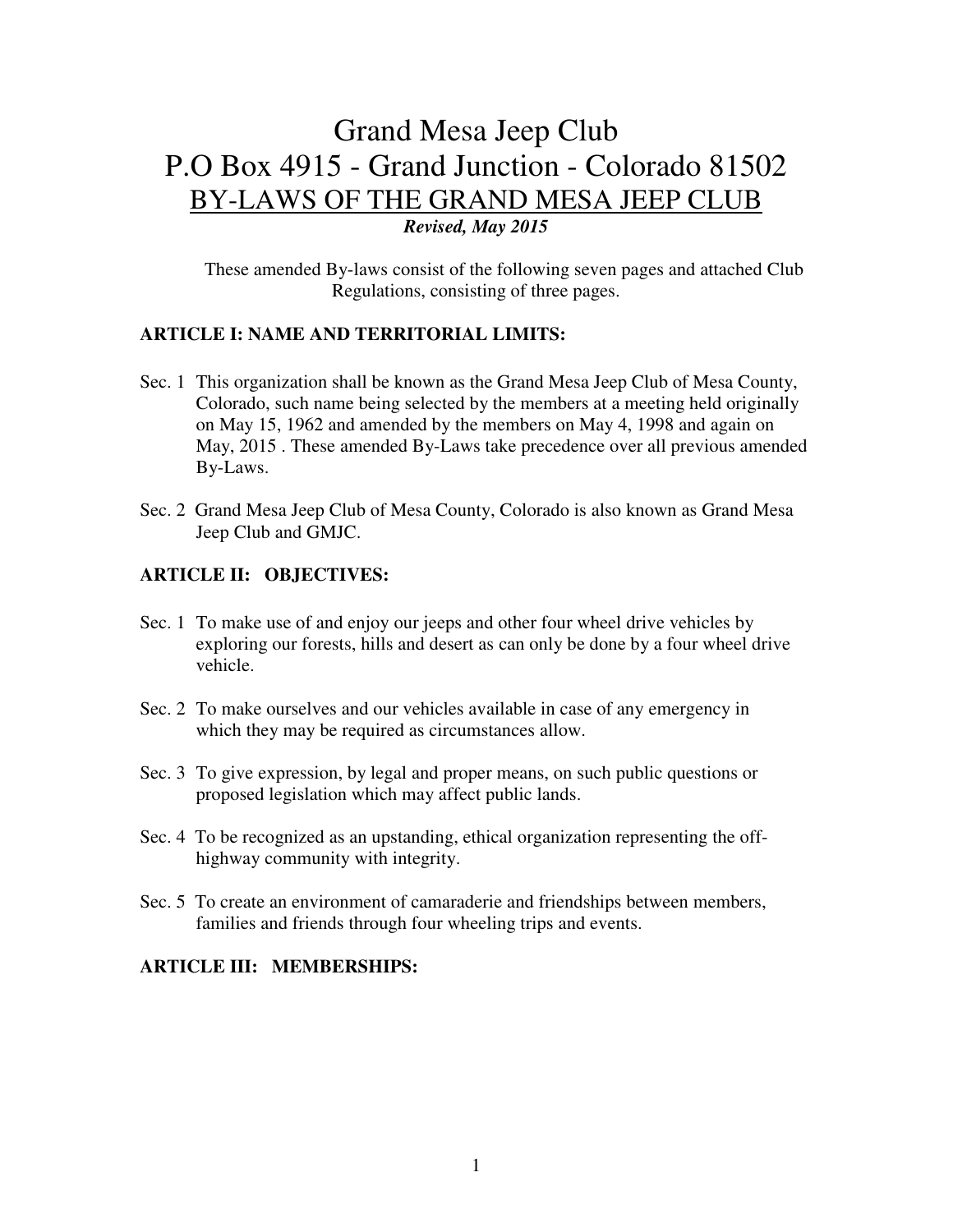# Grand Mesa Jeep Club

# P.O Box 4915 - Grand Junction - Colorado 81502

## BY-LAWS OF THE GRAND MESA JEEP CLUB

***Revised, May 2015***

These amended By-laws consist of the following seven pages and attached Club Regulations, consisting of three pages.

### ARTICLE I: NAME AND TERRITORIAL LIMITS:

Sec. 1 This organization shall be known as the Grand Mesa Jeep Club of Mesa County, Colorado, such name being selected by the members at a meeting held originally on May 15, 1962 and amended by the members on May 4, 1998 and again on May, 2015 . These amended By-Laws take precedence over all previous amended By-Laws.

Sec. 2 Grand Mesa Jeep Club of Mesa County, Colorado is also known as Grand Mesa Jeep Club and GMJC.

### ARTICLE II: OBJECTIVES:

Sec. 1 To make use of and enjoy our jeeps and other four wheel drive vehicles by exploring our forests, hills and desert as can only be done by a four wheel drive vehicle.

Sec. 2 To make ourselves and our vehicles available in case of any emergency in which they may be required as circumstances allow.

Sec. 3 To give expression, by legal and proper means, on such public questions or proposed legislation which may affect public lands.

Sec. 4 To be recognized as an upstanding, ethical organization representing the off-highway community with integrity.

Sec. 5 To create an environment of camaraderie and friendships between members, families and friends through four wheeling trips and events.

### ARTICLE III: MEMBERSHIPS: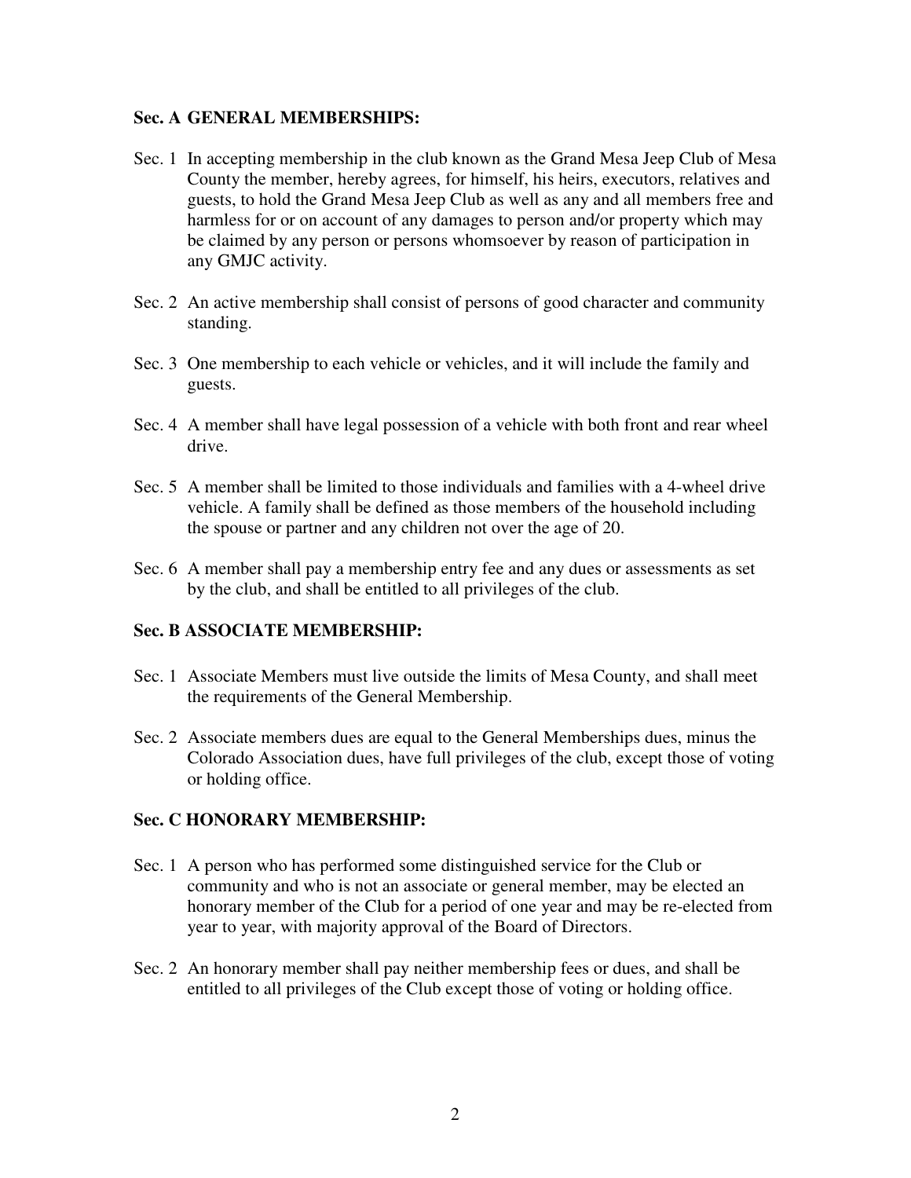### Sec. A GENERAL MEMBERSHIPS:

Sec. 1 In accepting membership in the club known as the Grand Mesa Jeep Club of Mesa County the member, hereby agrees, for himself, his heirs, executors, relatives and guests, to hold the Grand Mesa Jeep Club as well as any and all members free and harmless for or on account of any damages to person and/or property which may be claimed by any person or persons whomsoever by reason of participation in any GMJC activity.

Sec. 2 An active membership shall consist of persons of good character and community standing.

Sec. 3 One membership to each vehicle or vehicles, and it will include the family and guests.

Sec. 4 A member shall have legal possession of a vehicle with both front and rear wheel drive.

Sec. 5 A member shall be limited to those individuals and families with a 4-wheel drive vehicle. A family shall be defined as those members of the household including the spouse or partner and any children not over the age of 20.

Sec. 6 A member shall pay a membership entry fee and any dues or assessments as set by the club, and shall be entitled to all privileges of the club.

### Sec. B ASSOCIATE MEMBERSHIP:

Sec. 1 Associate Members must live outside the limits of Mesa County, and shall meet the requirements of the General Membership.

Sec. 2 Associate members dues are equal to the General Memberships dues, minus the Colorado Association dues, have full privileges of the club, except those of voting or holding office.

### Sec. C HONORARY MEMBERSHIP:

Sec. 1 A person who has performed some distinguished service for the Club or community and who is not an associate or general member, may be elected an honorary member of the Club for a period of one year and may be re-elected from year to year, with majority approval of the Board of Directors.

Sec. 2 An honorary member shall pay neither membership fees or dues, and shall be entitled to all privileges of the Club except those of voting or holding office.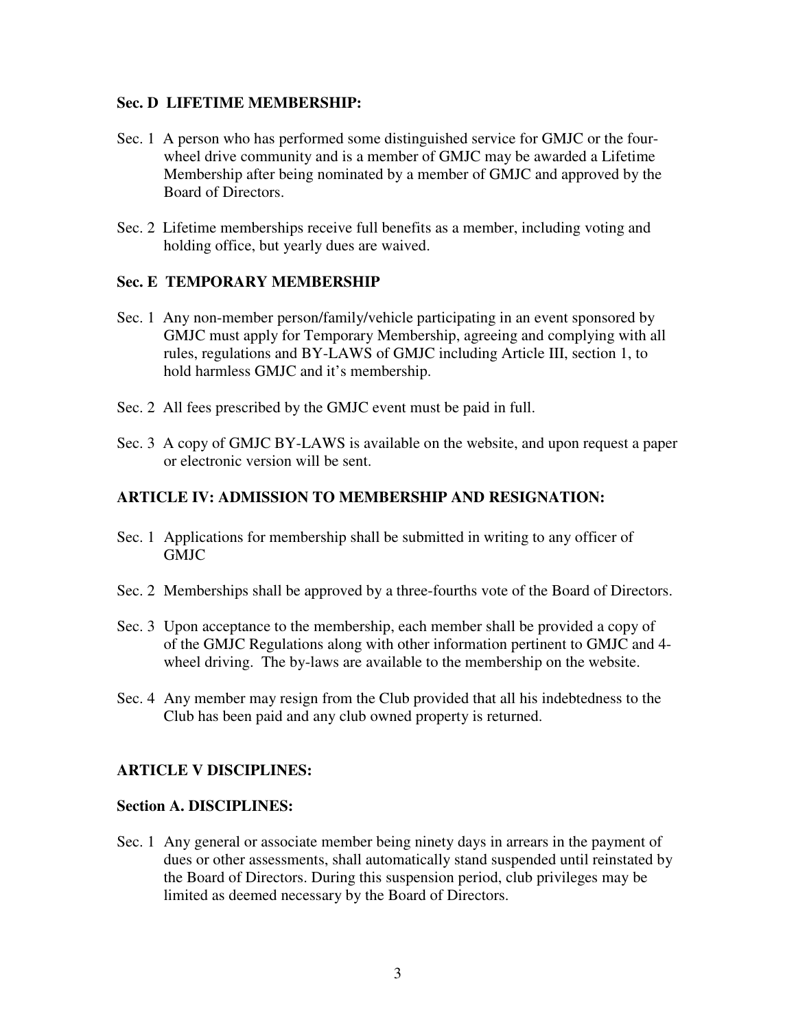**Sec. D LIFETIME MEMBERSHIP:**

Sec. 1 A person who has performed some distinguished service for GMJC or the four-wheel drive community and is a member of GMJC may be awarded a Lifetime Membership after being nominated by a member of GMJC and approved by the Board of Directors.

Sec. 2 Lifetime memberships receive full benefits as a member, including voting and holding office, but yearly dues are waived.

**Sec. E TEMPORARY MEMBERSHIP**

Sec. 1 Any non-member person/family/vehicle participating in an event sponsored by GMJC must apply for Temporary Membership, agreeing and complying with all rules, regulations and BY-LAWS of GMJC including Article III, section 1, to hold harmless GMJC and it's membership.

Sec. 2 All fees prescribed by the GMJC event must be paid in full.

Sec. 3 A copy of GMJC BY-LAWS is available on the website, and upon request a paper or electronic version will be sent.

## ARTICLE IV: ADMISSION TO MEMBERSHIP AND RESIGNATION:

Sec. 1 Applications for membership shall be submitted in writing to any officer of GMJC

Sec. 2 Memberships shall be approved by a three-fourths vote of the Board of Directors.

Sec. 3 Upon acceptance to the membership, each member shall be provided a copy of of the GMJC Regulations along with other information pertinent to GMJC and 4-wheel driving. The by-laws are available to the membership on the website.

Sec. 4 Any member may resign from the Club provided that all his indebtedness to the Club has been paid and any club owned property is returned.

## ARTICLE V DISCIPLINES:

**Section A. DISCIPLINES:**

Sec. 1 Any general or associate member being ninety days in arrears in the payment of dues or other assessments, shall automatically stand suspended until reinstated by the Board of Directors. During this suspension period, club privileges may be limited as deemed necessary by the Board of Directors.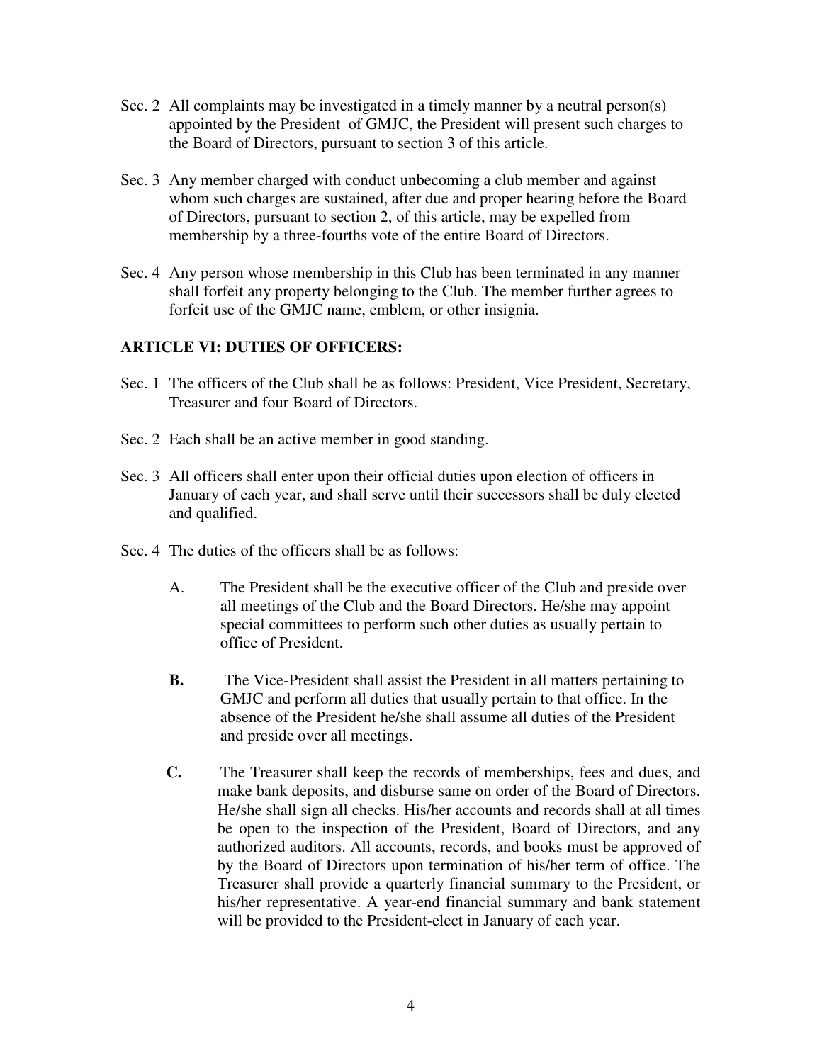Sec. 2 All complaints may be investigated in a timely manner by a neutral person(s) appointed by the President of GMJC, the President will present such charges to the Board of Directors, pursuant to section 3 of this article.

Sec. 3 Any member charged with conduct unbecoming a club member and against whom such charges are sustained, after due and proper hearing before the Board of Directors, pursuant to section 2, of this article, may be expelled from membership by a three-fourths vote of the entire Board of Directors.

Sec. 4 Any person whose membership in this Club has been terminated in any manner shall forfeit any property belonging to the Club. The member further agrees to forfeit use of the GMJC name, emblem, or other insignia.

**ARTICLE VI: DUTIES OF OFFICERS:**

Sec. 1 The officers of the Club shall be as follows: President, Vice President, Secretary, Treasurer and four Board of Directors.

Sec. 2 Each shall be an active member in good standing.

Sec. 3 All officers shall enter upon their official duties upon election of officers in January of each year, and shall serve until their successors shall be duly elected and qualified.

Sec. 4 The duties of the officers shall be as follows:

A. The President shall be the executive officer of the Club and preside over all meetings of the Club and the Board Directors. He/she may appoint special committees to perform such other duties as usually pertain to office of President.

**B.** The Vice-President shall assist the President in all matters pertaining to GMJC and perform all duties that usually pertain to that office. In the absence of the President he/she shall assume all duties of the President and preside over all meetings.

**C.** The Treasurer shall keep the records of memberships, fees and dues, and make bank deposits, and disburse same on order of the Board of Directors. He/she shall sign all checks. His/her accounts and records shall at all times be open to the inspection of the President, Board of Directors, and any authorized auditors. All accounts, records, and books must be approved of by the Board of Directors upon termination of his/her term of office. The Treasurer shall provide a quarterly financial summary to the President, or his/her representative. A year-end financial summary and bank statement will be provided to the President-elect in January of each year.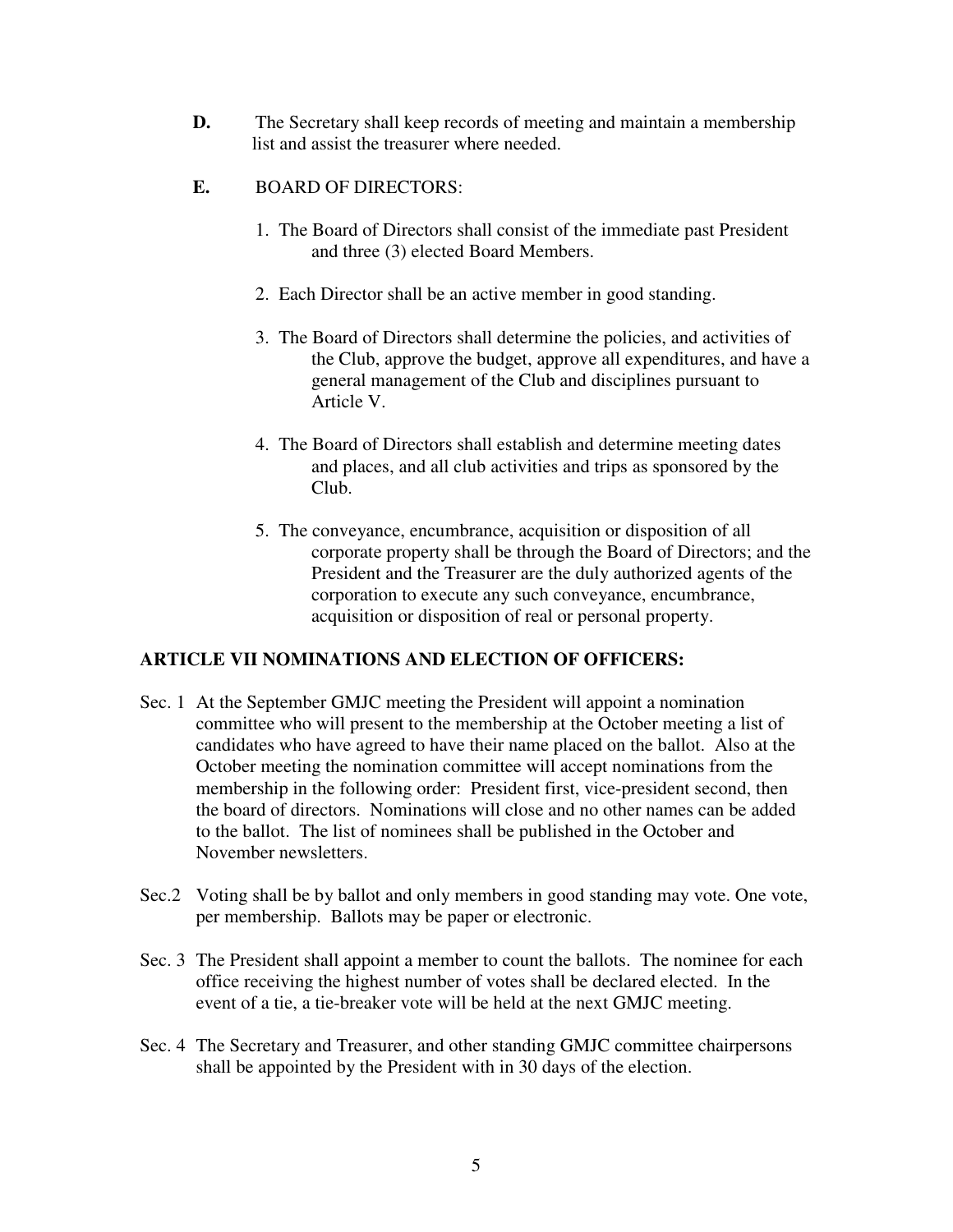**D.** The Secretary shall keep records of meeting and maintain a membership list and assist the treasurer where needed.

**E.** BOARD OF DIRECTORS:

1. The Board of Directors shall consist of the immediate past President and three (3) elected Board Members.

2. Each Director shall be an active member in good standing.

3. The Board of Directors shall determine the policies, and activities of the Club, approve the budget, approve all expenditures, and have a general management of the Club and disciplines pursuant to Article V.

4. The Board of Directors shall establish and determine meeting dates and places, and all club activities and trips as sponsored by the Club.

5. The conveyance, encumbrance, acquisition or disposition of all corporate property shall be through the Board of Directors; and the President and the Treasurer are the duly authorized agents of the corporation to execute any such conveyance, encumbrance, acquisition or disposition of real or personal property.

## ARTICLE VII NOMINATIONS AND ELECTION OF OFFICERS:

Sec. 1 At the September GMJC meeting the President will appoint a nomination committee who will present to the membership at the October meeting a list of candidates who have agreed to have their name placed on the ballot. Also at the October meeting the nomination committee will accept nominations from the membership in the following order: President first, vice-president second, then the board of directors. Nominations will close and no other names can be added to the ballot. The list of nominees shall be published in the October and November newsletters.

Sec.2 Voting shall be by ballot and only members in good standing may vote. One vote, per membership. Ballots may be paper or electronic.

Sec. 3 The President shall appoint a member to count the ballots. The nominee for each office receiving the highest number of votes shall be declared elected. In the event of a tie, a tie-breaker vote will be held at the next GMJC meeting.

Sec. 4 The Secretary and Treasurer, and other standing GMJC committee chairpersons shall be appointed by the President with in 30 days of the election.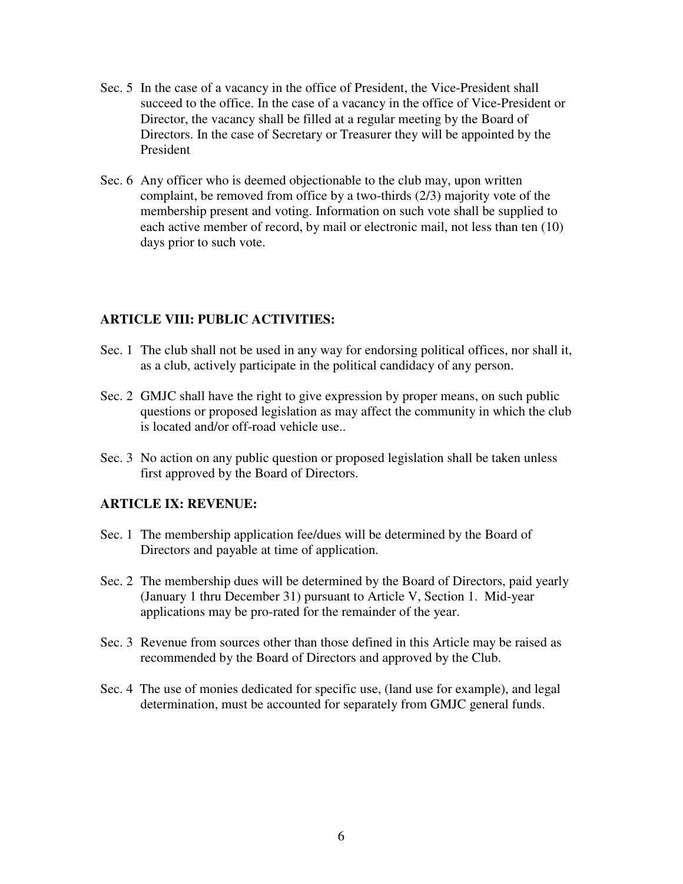Sec. 5 In the case of a vacancy in the office of President, the Vice-President shall succeed to the office. In the case of a vacancy in the office of Vice-President or Director, the vacancy shall be filled at a regular meeting by the Board of Directors. In the case of Secretary or Treasurer they will be appointed by the President

Sec. 6 Any officer who is deemed objectionable to the club may, upon written complaint, be removed from office by a two-thirds (2/3) majority vote of the membership present and voting. Information on such vote shall be supplied to each active member of record, by mail or electronic mail, not less than ten (10) days prior to such vote.

### ARTICLE VIII: PUBLIC ACTIVITIES:

Sec. 1 The club shall not be used in any way for endorsing political offices, nor shall it, as a club, actively participate in the political candidacy of any person.

Sec. 2 GMJC shall have the right to give expression by proper means, on such public questions or proposed legislation as may affect the community in which the club is located and/or off-road vehicle use..

Sec. 3 No action on any public question or proposed legislation shall be taken unless first approved by the Board of Directors.

### ARTICLE IX: REVENUE:

Sec. 1 The membership application fee/dues will be determined by the Board of Directors and payable at time of application.

Sec. 2 The membership dues will be determined by the Board of Directors, paid yearly (January 1 thru December 31) pursuant to Article V, Section 1. Mid-year applications may be pro-rated for the remainder of the year.

Sec. 3 Revenue from sources other than those defined in this Article may be raised as recommended by the Board of Directors and approved by the Club.

Sec. 4 The use of monies dedicated for specific use, (land use for example), and legal determination, must be accounted for separately from GMJC general funds.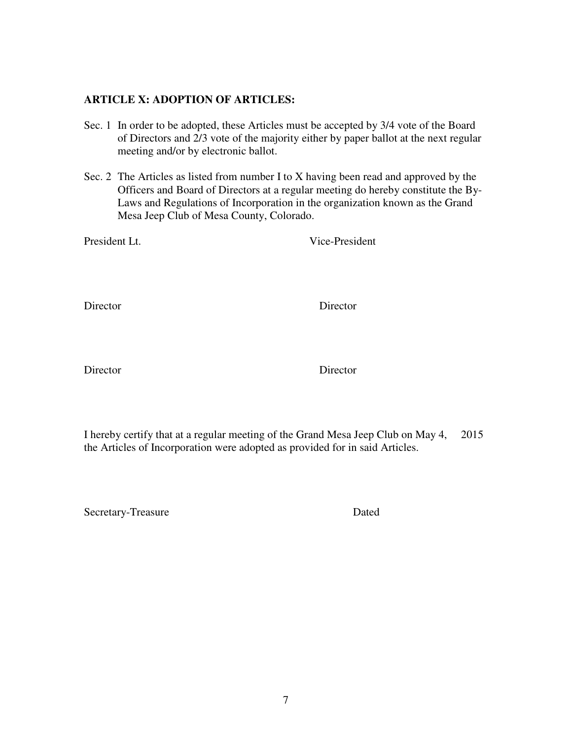**ARTICLE X: ADOPTION OF ARTICLES:**

Sec. 1 In order to be adopted, these Articles must be accepted by 3/4 vote of the Board of Directors and 2/3 vote of the majority either by paper ballot at the next regular meeting and/or by electronic ballot.

Sec. 2 The Articles as listed from number I to X having been read and approved by the Officers and Board of Directors at a regular meeting do hereby constitute the By-Laws and Regulations of Incorporation in the organization known as the Grand Mesa Jeep Club of Mesa County, Colorado.

President Lt. Vice-President

Director Director

Director Director

I hereby certify that at a regular meeting of the Grand Mesa Jeep Club on May 4, 2015 the Articles of Incorporation were adopted as provided for in said Articles.

Secretary-Treasure Dated